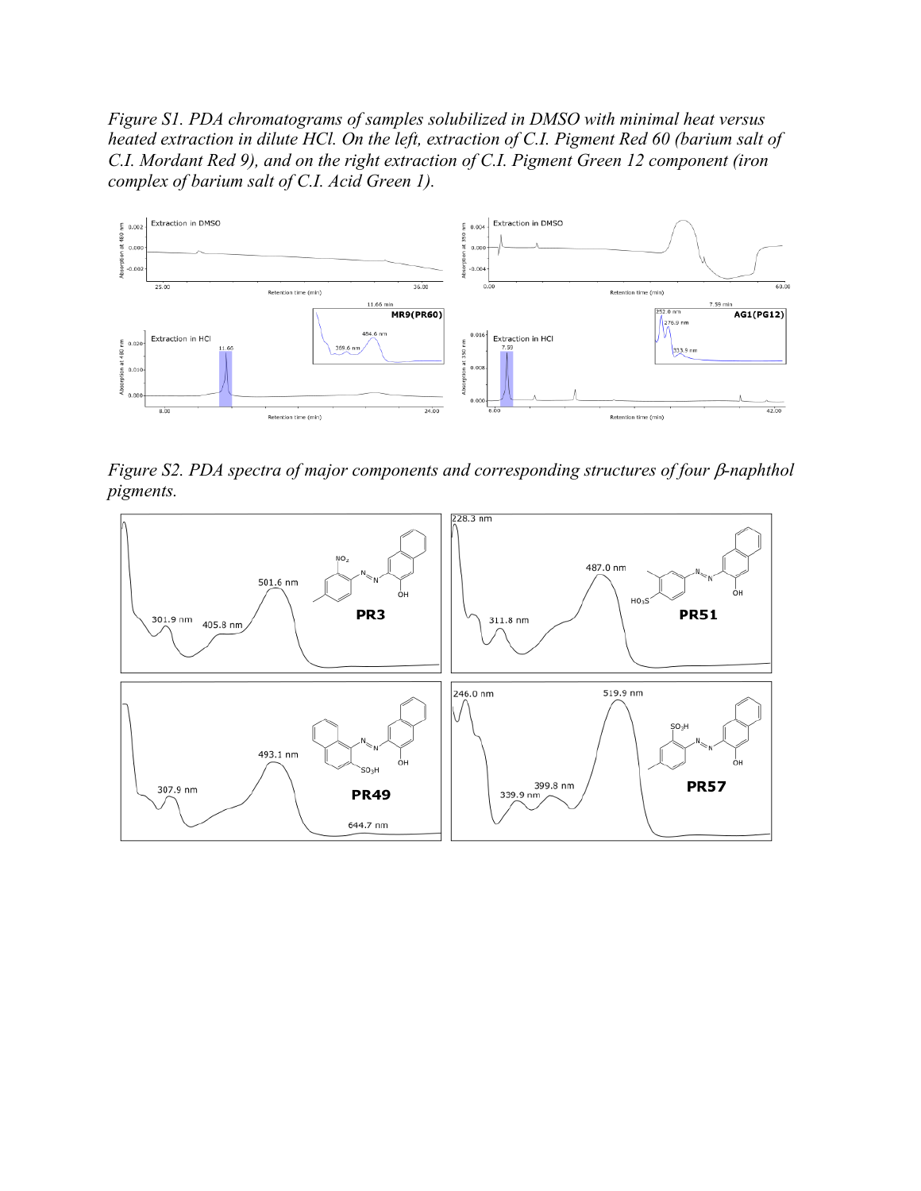*Figure S1. PDA chromatograms of samples solubilized in DMSO with minimal heat versus heated extraction in dilute HCl. On the left, extraction of C.I. Pigment Red 60 (barium salt of C.I. Mordant Red 9), and on the right extraction of C.I. Pigment Green 12 component (iron complex of barium salt of C.I. Acid Green 1).*

*Figure S2. PDA spectra of major components and corresponding structures of four β-naphthol pigments.*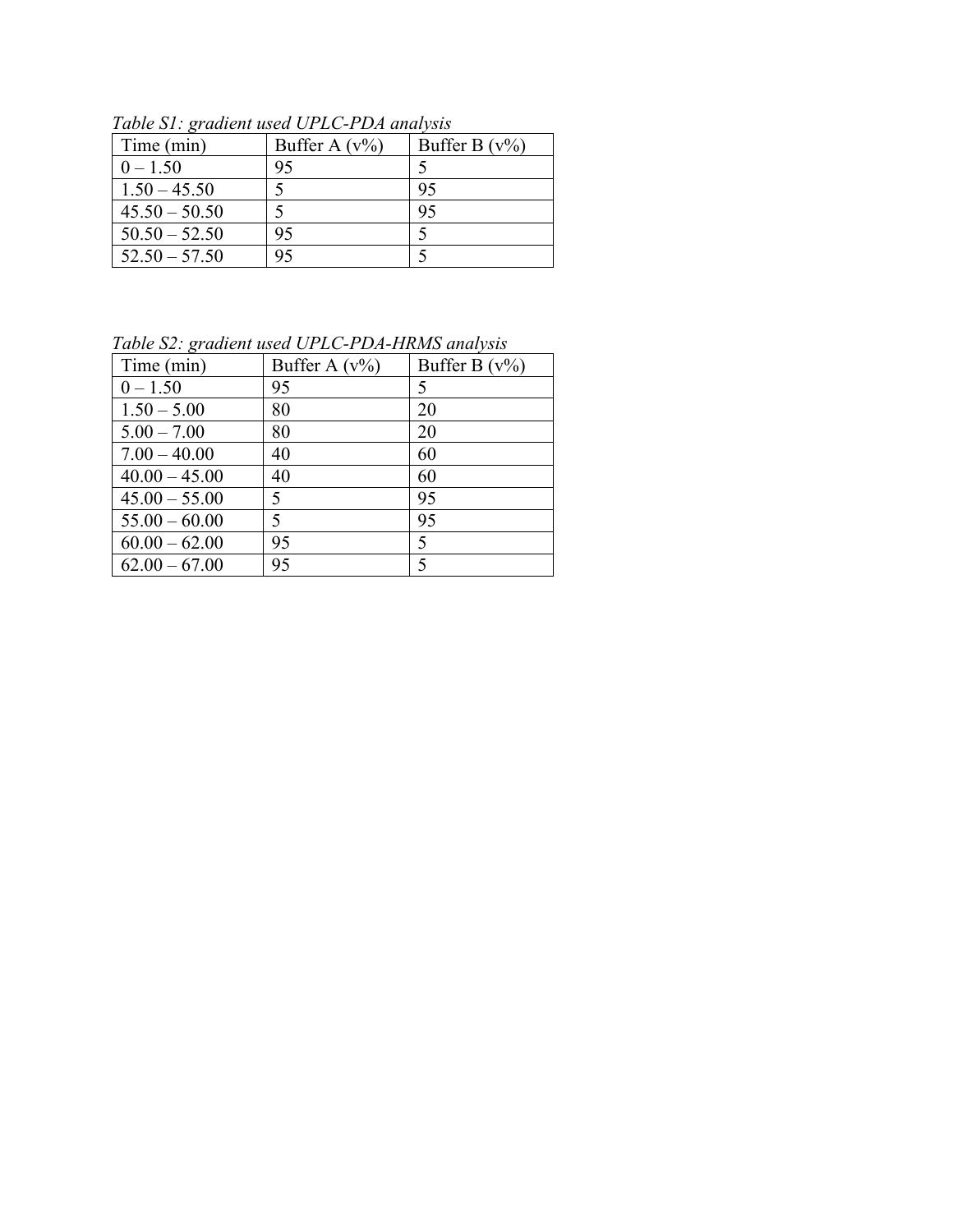*Table S1: gradient used UPLC-PDA analysis*

| Time (min) | Buffer A (v%) | Buffer B (v%) |
|---|---|---|
| 0 – 1.50 | 95 | 5 |
| 1.50 – 45.50 | 5 | 95 |
| 45.50 – 50.50 | 5 | 95 |
| 50.50 – 52.50 | 95 | 5 |
| 52.50 – 57.50 | 95 | 5 |

*Table S2: gradient used UPLC-PDA-HRMS analysis*

| Time (min) | Buffer A (v%) | Buffer B (v%) |
|---|---|---|
| 0 – 1.50 | 95 | 5 |
| 1.50 – 5.00 | 80 | 20 |
| 5.00 – 7.00 | 80 | 20 |
| 7.00 – 40.00 | 40 | 60 |
| 40.00 – 45.00 | 40 | 60 |
| 45.00 – 55.00 | 5 | 95 |
| 55.00 – 60.00 | 5 | 95 |
| 60.00 – 62.00 | 95 | 5 |
| 62.00 – 67.00 | 95 | 5 |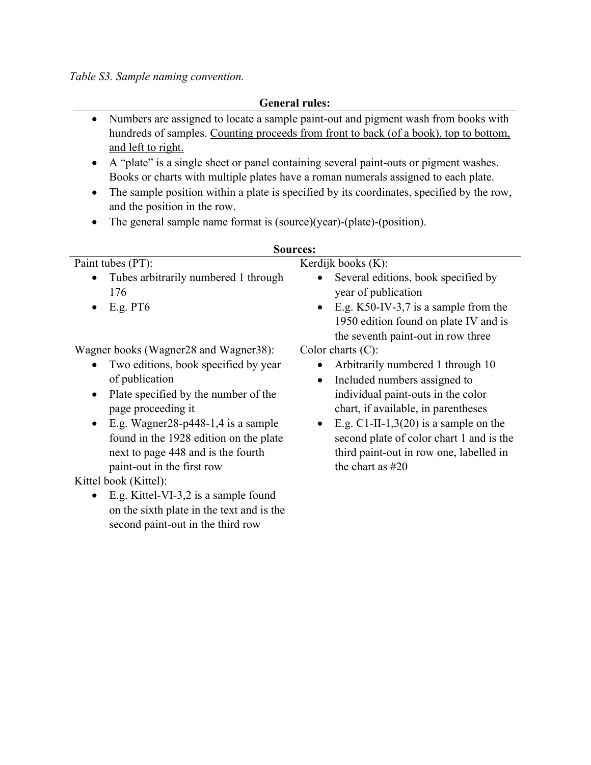*Table S3. Sample naming convention.*

**General rules:**

- Numbers are assigned to locate a sample paint-out and pigment wash from books with hundreds of samples. <u>Counting proceeds from front to back (of a book), top to bottom, and left to right.</u>
- A "plate" is a single sheet or panel containing several paint-outs or pigment washes. Books or charts with multiple plates have a roman numerals assigned to each plate.
- The sample position within a plate is specified by its coordinates, specified by the row, and the position in the row.
- The general sample name format is (source)(year)-(plate)-(position).

**Sources:**

Paint tubes (PT):

- Tubes arbitrarily numbered 1 through 176
- E.g. PT6

Wagner books (Wagner28 and Wagner38):

- Two editions, book specified by year of publication
- Plate specified by the number of the page proceeding it
- E.g. Wagner28-p448-1,4 is a sample found in the 1928 edition on the plate next to page 448 and is the fourth paint-out in the first row

Kittel book (Kittel):

- E.g. Kittel-VI-3,2 is a sample found on the sixth plate in the text and is the second paint-out in the third row

Kerdijk books (K):

- Several editions, book specified by year of publication
- E.g. K50-IV-3,7 is a sample from the 1950 edition found on plate IV and is the seventh paint-out in row three

Color charts (C):

- Arbitrarily numbered 1 through 10
- Included numbers assigned to individual paint-outs in the color chart, if available, in parentheses
- E.g. C1-II-1,3(20) is a sample on the second plate of color chart 1 and is the third paint-out in row one, labelled in the chart as #20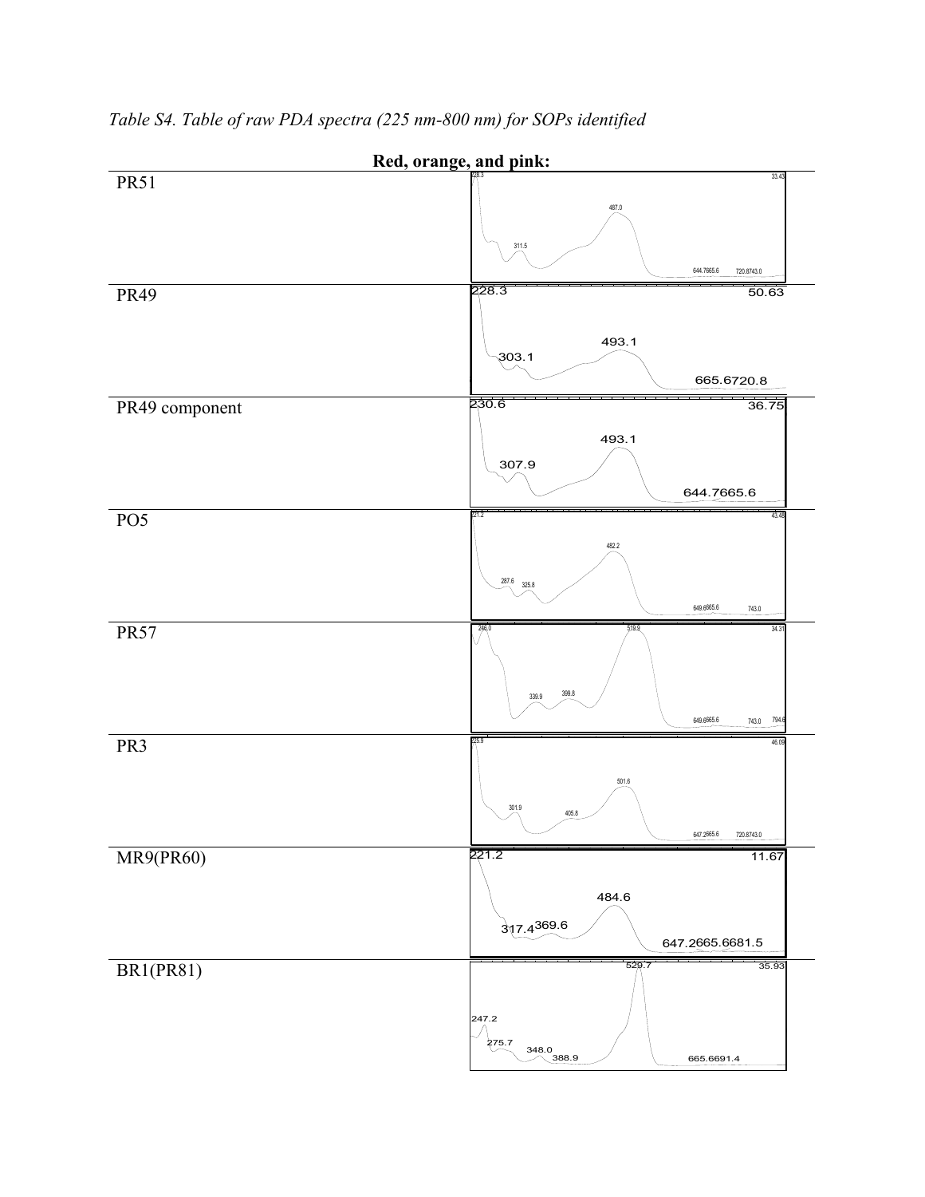*Table S4. Table of raw PDA spectra (225 nm-800 nm) for SOPs identified*

| **Red, orange, and pink:** | |
|---|---|
| PR51 | 228.3; 33.43; 487.0; 311.5; 644.7665.6; 720.8743.0 |
| PR49 | 228.3; 50.63; 493.1; 303.1; 665.6720.8 |
| PR49 component | 230.6; 36.75; 493.1; 307.9; 644.7665.6 |
| PO5 | 221.2; 43.48; 482.2; 287.6; 325.8; 649.6665.6; 743.0 |
| PR57 | 246.0; 519.9; 34.31; 339.9; 399.8; 649.6665.6; 743.0; 794.6 |
| PR3 | 225.9; 46.09; 501.6; 301.9; 405.8; 647.2665.6; 720.8743.0 |
| MR9(PR60) | 221.2; 11.67; 484.6; 317.4369.6; 647.2665.6681.5 |
| BR1(PR81) | 529.7; 35.93; 247.2; 275.7; 348.0; 388.9; 665.6691.4 |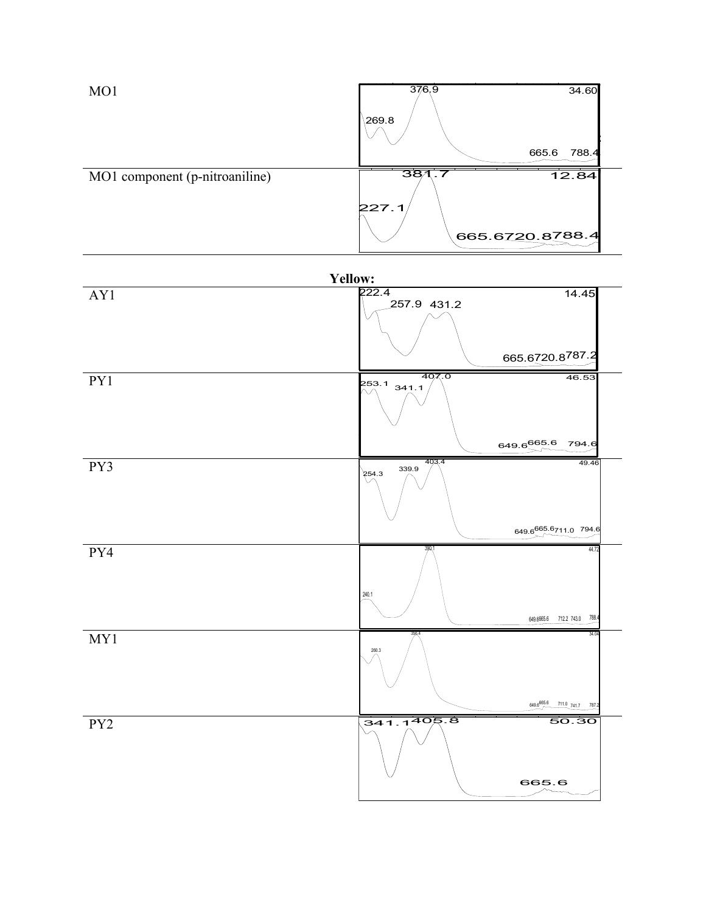| | |
|---|---|
| MO1 | 376.9 34.60 269.8 665.6 788.4 |
| MO1 component (p-nitroaniline) | 381.7 12.84 227.1 665.6720.8788.4 |

**Yellow:**

| | |
|---|---|
| AY1 | 222.4 14.45 257.9 431.2 665.6720.8787.2 |
| PY1 | 407.0 46.53 253.1 341.1 649.6665.6 794.6 |
| PY3 | 403.4 49.46 254.3 339.9 649.6665.6711.0 794.6 |
| PY4 | 390.1 44.72 240.1 649.6665.6 712.2 743.0 788.4 |
| MY1 | 356.4 34.04 260.3 649.6665.6 711.0 741.7 787.2 |
| PY2 | 341.1405.8 50.30 665.6 |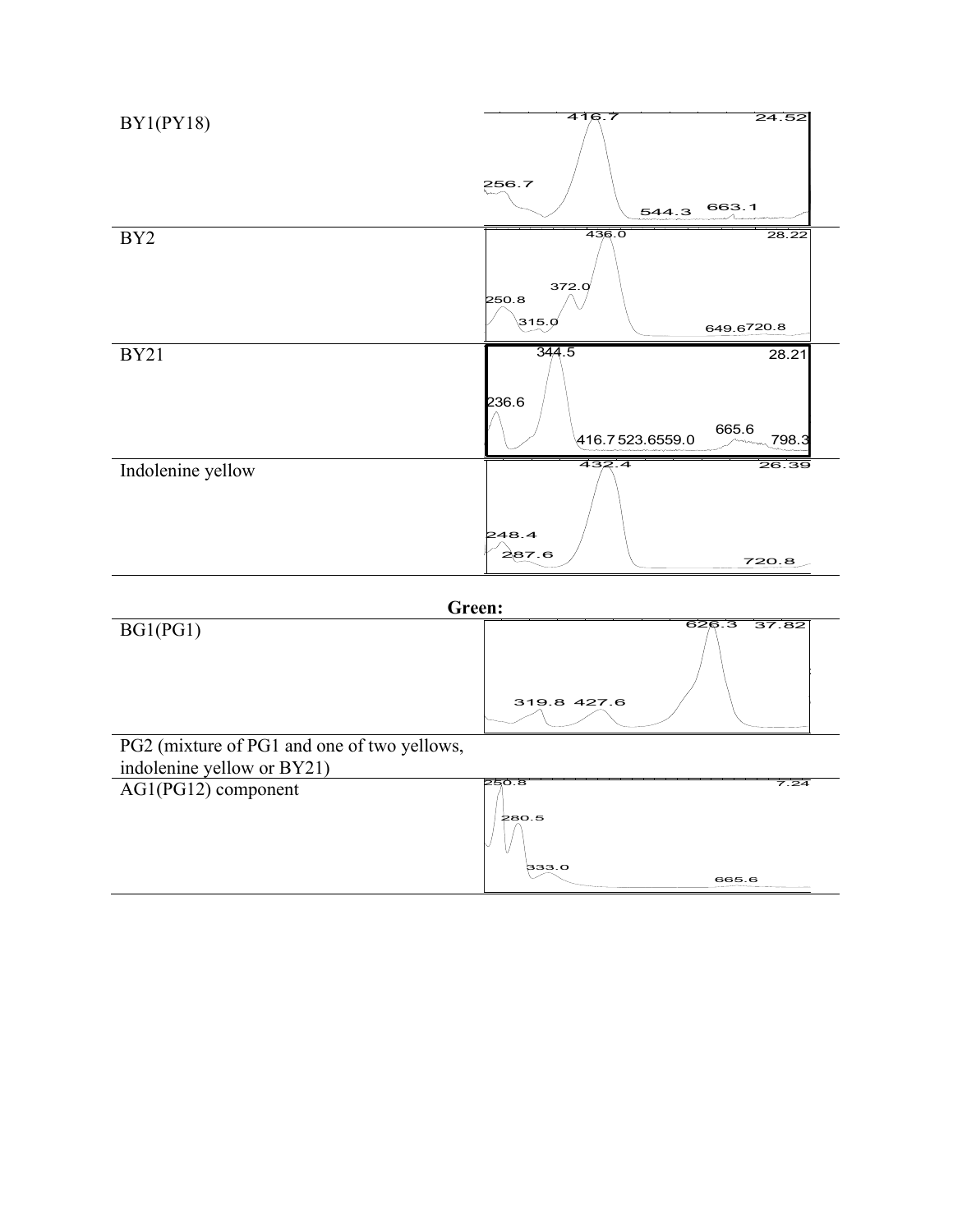| | |
|---|---|
| BY1(PY18) | |
| BY2 | |
| BY21 | |
| Indolenine yellow | |

**Green:**

| | |
|---|---|
| BG1(PG1) | |
| PG2 (mixture of PG1 and one of two yellows, indolenine yellow or BY21) | |
| AG1(PG12) component | |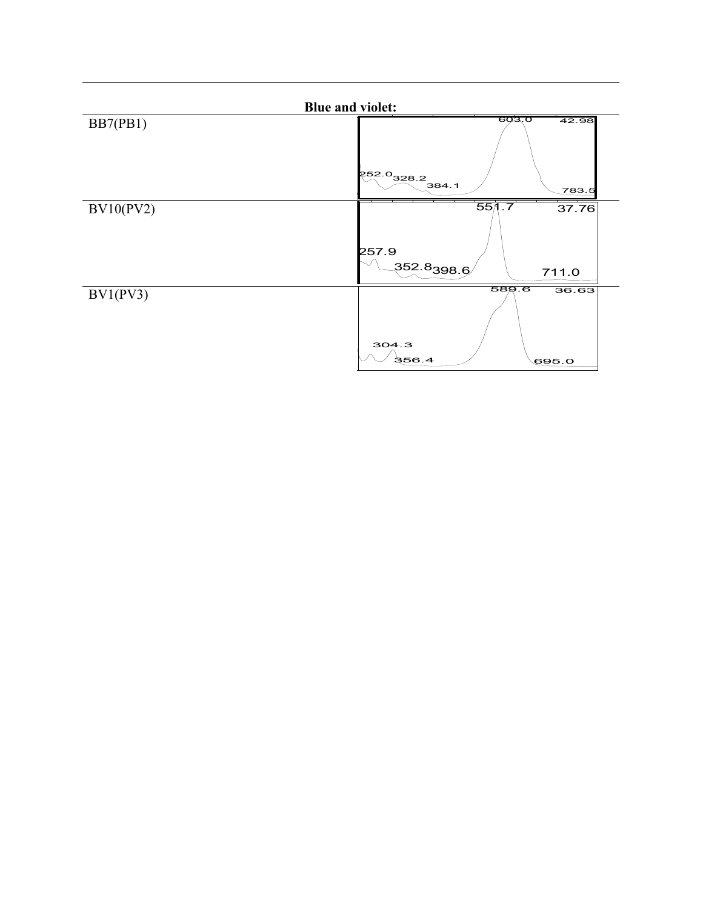| **Blue and violet:** | |
|---|---|
| BB7(PB1) | 603.0 42.98 252.0 328.2 384.1 783.5 |
| BV10(PV2) | 551.7 37.76 257.9 352.8 398.6 711.0 |
| BV1(PV3) | 589.6 36.63 304.3 356.4 695.0 |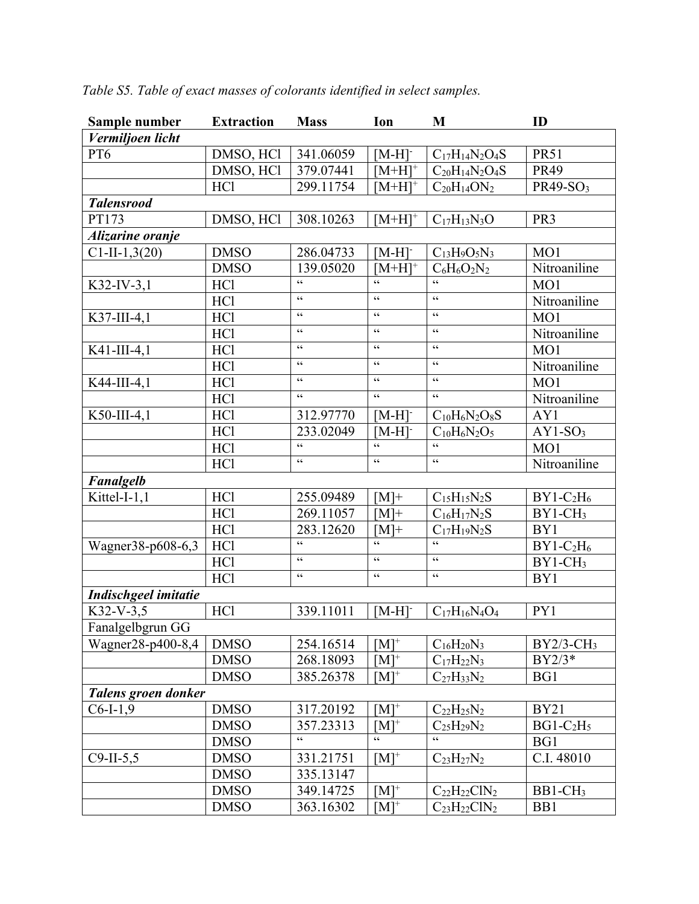*Table S5. Table of exact masses of colorants identified in select samples.*

| Sample number | Extraction | Mass | Ion | M | ID |
|---|---|---|---|---|---|
| ***Vermiljoen licht*** | | | | | |
| PT6 | DMSO, HCl | 341.06059 | $[M-H]^-$ | $C_{17}H_{14}N_2O_4S$ | PR51 |
| | DMSO, HCl | 379.07441 | $[M+H]^+$ | $C_{20}H_{14}N_2O_4S$ | PR49 |
| | HCl | 299.11754 | $[M+H]^+$ | $C_{20}H_{14}ON_2$ | PR49-$SO_3$ |
| ***Talensrood*** | | | | | |
| PT173 | DMSO, HCl | 308.10263 | $[M+H]^+$ | $C_{17}H_{13}N_3O$ | PR3 |
| ***Alizarine oranje*** | | | | | |
| C1-II-1,3(20) | DMSO | 286.04733 | $[M-H]^-$ | $C_{13}H_9O_5N_3$ | MO1 |
| | DMSO | 139.05020 | $[M+H]^+$ | $C_6H_6O_2N_2$ | Nitroaniline |
| K32-IV-3,1 | HCl | " | " | " | MO1 |
| | HCl | " | " | " | Nitroaniline |
| K37-III-4,1 | HCl | " | " | " | MO1 |
| | HCl | " | " | " | Nitroaniline |
| K41-III-4,1 | HCl | " | " | " | MO1 |
| | HCl | " | " | " | Nitroaniline |
| K44-III-4,1 | HCl | " | " | " | MO1 |
| | HCl | " | " | " | Nitroaniline |
| K50-III-4,1 | HCl | 312.97770 | $[M-H]^-$ | $C_{10}H_6N_2O_8S$ | AY1 |
| | HCl | 233.02049 | $[M-H]^-$ | $C_{10}H_6N_2O_5$ | AY1-$SO_3$ |
| | HCl | " | " | " | MO1 |
| | HCl | " | " | " | Nitroaniline |
| ***Fanalgelb*** | | | | | |
| Kittel-I-1,1 | HCl | 255.09489 | $[M]+$ | $C_{15}H_{15}N_2S$ | BY1-$C_2H_6$ |
| | HCl | 269.11057 | $[M]+$ | $C_{16}H_{17}N_2S$ | BY1-$CH_3$ |
| | HCl | 283.12620 | $[M]+$ | $C_{17}H_{19}N_2S$ | BY1 |
| Wagner38-p608-6,3 | HCl | " | " | " | BY1-$C_2H_6$ |
| | HCl | " | " | " | BY1-$CH_3$ |
| | HCl | " | " | " | BY1 |
| ***Indischgeel imitatie*** | | | | | |
| K32-V-3,5 | HCl | 339.11011 | $[M-H]^-$ | $C_{17}H_{16}N_4O_4$ | PY1 |
| Fanalgelbgrun GG | | | | | |
| Wagner28-p400-8,4 | DMSO | 254.16514 | $[M]^+$ | $C_{16}H_{20}N_3$ | BY2/3-$CH_3$ |
| | DMSO | 268.18093 | $[M]^+$ | $C_{17}H_{22}N_3$ | BY2/3* |
| | DMSO | 385.26378 | $[M]^+$ | $C_{27}H_{33}N_2$ | BG1 |
| ***Talens groen donker*** | | | | | |
| C6-I-1,9 | DMSO | 317.20192 | $[M]^+$ | $C_{22}H_{25}N_2$ | BY21 |
| | DMSO | 357.23313 | $[M]^+$ | $C_{25}H_{29}N_2$ | BG1-$C_2H_5$ |
| | DMSO | " | " | " | BG1 |
| C9-II-5,5 | DMSO | 331.21751 | $[M]^+$ | $C_{23}H_{27}N_2$ | C.I. 48010 |
| | DMSO | 335.13147 | | | |
| | DMSO | 349.14725 | $[M]^+$ | $C_{22}H_{22}ClN_2$ | BB1-$CH_3$ |
| | DMSO | 363.16302 | $[M]^+$ | $C_{23}H_{22}ClN_2$ | BB1 |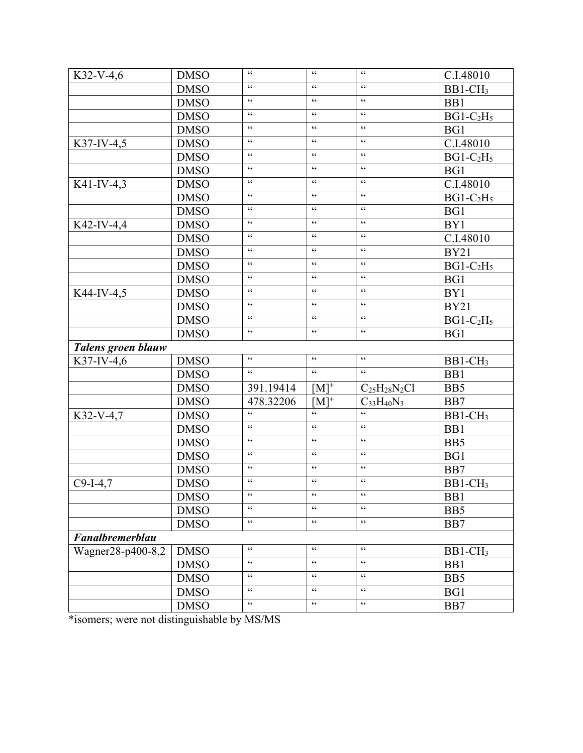| | | | | | |
|---|---|---|---|---|---|
| K32-V-4,6 | DMSO | " | " | " | C.I.48010 |
| | DMSO | " | " | " | BB1-$CH_3$ |
| | DMSO | " | " | " | BB1 |
| | DMSO | " | " | " | BG1-$C_2H_5$ |
| | DMSO | " | " | " | BG1 |
| K37-IV-4,5 | DMSO | " | " | " | C.I.48010 |
| | DMSO | " | " | " | BG1-$C_2H_5$ |
| | DMSO | " | " | " | BG1 |
| K41-IV-4,3 | DMSO | " | " | " | C.I.48010 |
| | DMSO | " | " | " | BG1-$C_2H_5$ |
| | DMSO | " | " | " | BG1 |
| K42-IV-4,4 | DMSO | " | " | " | BY1 |
| | DMSO | " | " | " | C.I.48010 |
| | DMSO | " | " | " | BY21 |
| | DMSO | " | " | " | BG1-$C_2H_5$ |
| | DMSO | " | " | " | BG1 |
| K44-IV-4,5 | DMSO | " | " | " | BY1 |
| | DMSO | " | " | " | BY21 |
| | DMSO | " | " | " | BG1-$C_2H_5$ |
| | DMSO | " | " | " | BG1 |
| ***Talens groen blauw*** | | | | | |
| K37-IV-4,6 | DMSO | " | " | " | BB1-$CH_3$ |
| | DMSO | " | " | " | BB1 |
| | DMSO | 391.19414 | $[M]^+$ | $C_{25}H_{28}N_2Cl$ | BB5 |
| | DMSO | 478.32206 | $[M]^+$ | $C_{33}H_{40}N_3$ | BB7 |
| K32-V-4,7 | DMSO | " | " | " | BB1-$CH_3$ |
| | DMSO | " | " | " | BB1 |
| | DMSO | " | " | " | BB5 |
| | DMSO | " | " | " | BG1 |
| | DMSO | " | " | " | BB7 |
| C9-I-4,7 | DMSO | " | " | " | BB1-$CH_3$ |
| | DMSO | " | " | " | BB1 |
| | DMSO | " | " | " | BB5 |
| | DMSO | " | " | " | BB7 |
| ***Fanalbremerblau*** | | | | | |
| Wagner28-p400-8,2 | DMSO | " | " | " | BB1-$CH_3$ |
| | DMSO | " | " | " | BB1 |
| | DMSO | " | " | " | BB5 |
| | DMSO | " | " | " | BG1 |
| | DMSO | " | " | " | BB7 |

*isomers; were not distinguishable by MS/MS